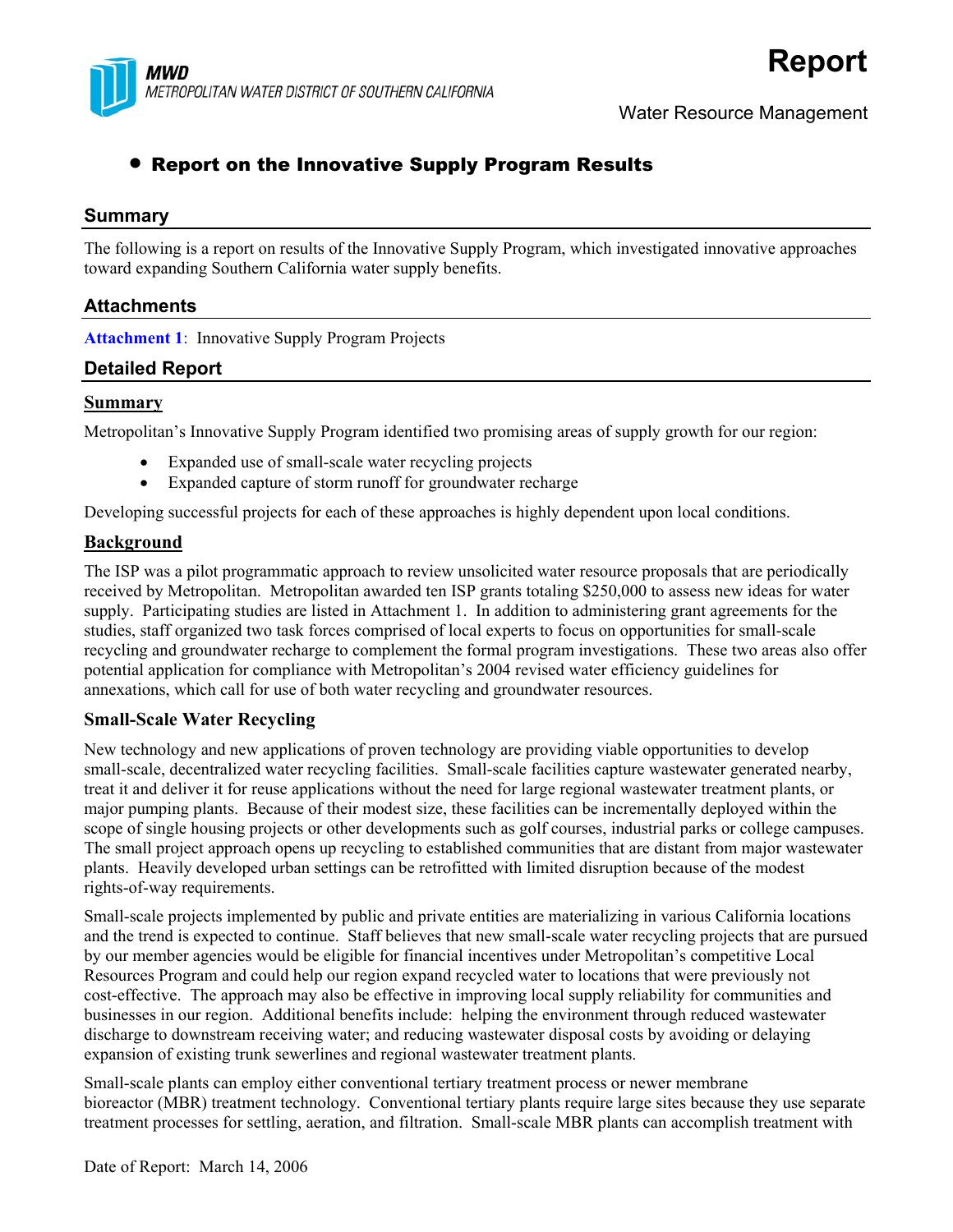MWD
METROPOLITAN WATER DISTRICT OF SOUTHERN CALIFORNIA

# Report

Water Resource Management

- **Report on the Innovative Supply Program Results**

## Summary

The following is a report on results of the Innovative Supply Program, which investigated innovative approaches toward expanding Southern California water supply benefits.

## Attachments

**Attachment 1**: Innovative Supply Program Projects

## Detailed Report

### Summary

Metropolitan's Innovative Supply Program identified two promising areas of supply growth for our region:

- Expanded use of small-scale water recycling projects
- Expanded capture of storm runoff for groundwater recharge

Developing successful projects for each of these approaches is highly dependent upon local conditions.

### Background

The ISP was a pilot programmatic approach to review unsolicited water resource proposals that are periodically received by Metropolitan. Metropolitan awarded ten ISP grants totaling $250,000 to assess new ideas for water supply. Participating studies are listed in Attachment 1. In addition to administering grant agreements for the studies, staff organized two task forces comprised of local experts to focus on opportunities for small-scale recycling and groundwater recharge to complement the formal program investigations. These two areas also offer potential application for compliance with Metropolitan's 2004 revised water efficiency guidelines for annexations, which call for use of both water recycling and groundwater resources.

### Small-Scale Water Recycling

New technology and new applications of proven technology are providing viable opportunities to develop small-scale, decentralized water recycling facilities. Small-scale facilities capture wastewater generated nearby, treat it and deliver it for reuse applications without the need for large regional wastewater treatment plants, or major pumping plants. Because of their modest size, these facilities can be incrementally deployed within the scope of single housing projects or other developments such as golf courses, industrial parks or college campuses. The small project approach opens up recycling to established communities that are distant from major wastewater plants. Heavily developed urban settings can be retrofitted with limited disruption because of the modest rights-of-way requirements.

Small-scale projects implemented by public and private entities are materializing in various California locations and the trend is expected to continue. Staff believes that new small-scale water recycling projects that are pursued by our member agencies would be eligible for financial incentives under Metropolitan's competitive Local Resources Program and could help our region expand recycled water to locations that were previously not cost-effective. The approach may also be effective in improving local supply reliability for communities and businesses in our region. Additional benefits include: helping the environment through reduced wastewater discharge to downstream receiving water; and reducing wastewater disposal costs by avoiding or delaying expansion of existing trunk sewerlines and regional wastewater treatment plants.

Small-scale plants can employ either conventional tertiary treatment process or newer membrane bioreactor (MBR) treatment technology. Conventional tertiary plants require large sites because they use separate treatment processes for settling, aeration, and filtration. Small-scale MBR plants can accomplish treatment with

Date of Report: March 14, 2006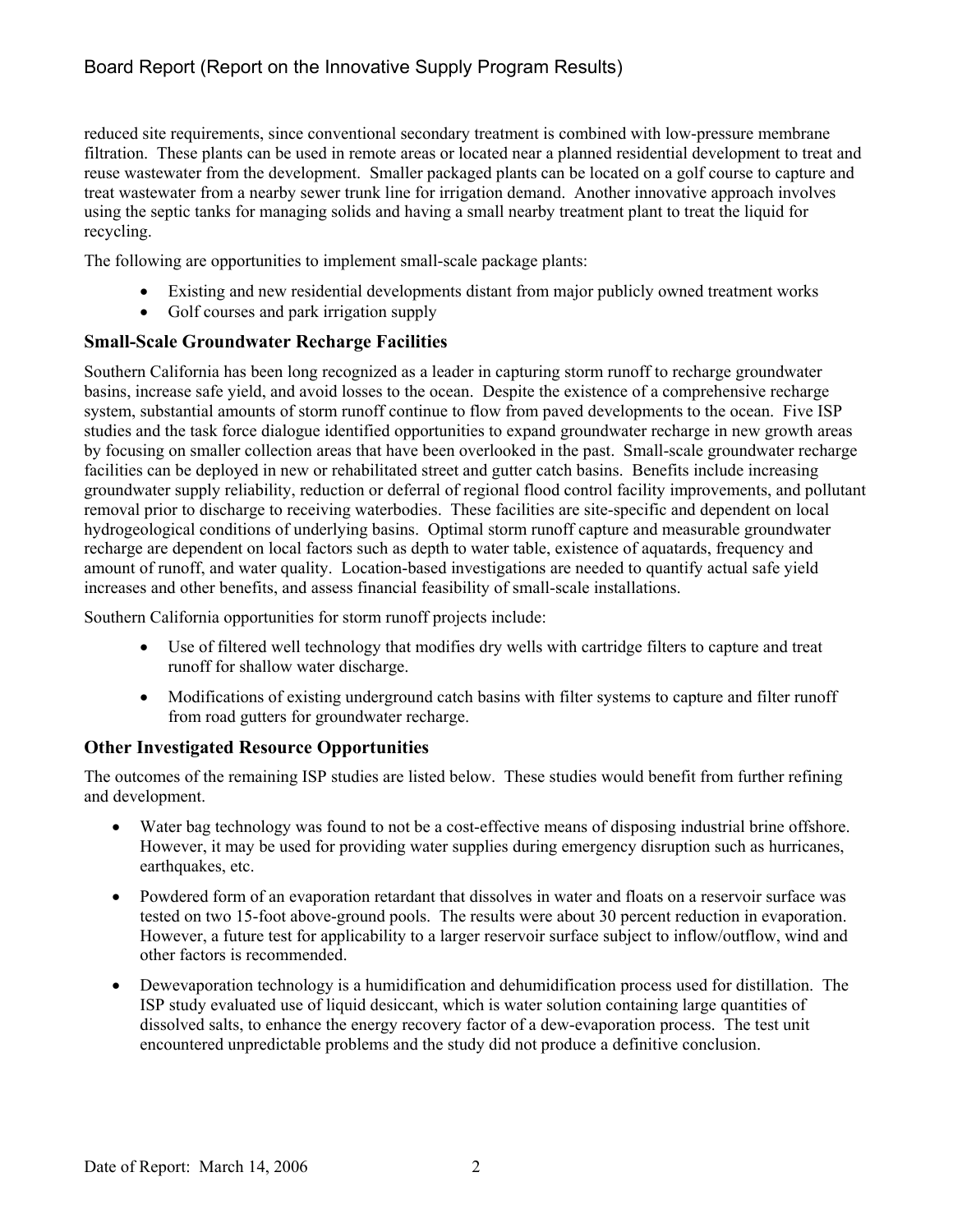reduced site requirements, since conventional secondary treatment is combined with low-pressure membrane filtration. These plants can be used in remote areas or located near a planned residential development to treat and reuse wastewater from the development. Smaller packaged plants can be located on a golf course to capture and treat wastewater from a nearby sewer trunk line for irrigation demand. Another innovative approach involves using the septic tanks for managing solids and having a small nearby treatment plant to treat the liquid for recycling.

The following are opportunities to implement small-scale package plants:

- Existing and new residential developments distant from major publicly owned treatment works
- Golf courses and park irrigation supply

### Small-Scale Groundwater Recharge Facilities

Southern California has been long recognized as a leader in capturing storm runoff to recharge groundwater basins, increase safe yield, and avoid losses to the ocean. Despite the existence of a comprehensive recharge system, substantial amounts of storm runoff continue to flow from paved developments to the ocean. Five ISP studies and the task force dialogue identified opportunities to expand groundwater recharge in new growth areas by focusing on smaller collection areas that have been overlooked in the past. Small-scale groundwater recharge facilities can be deployed in new or rehabilitated street and gutter catch basins. Benefits include increasing groundwater supply reliability, reduction or deferral of regional flood control facility improvements, and pollutant removal prior to discharge to receiving waterbodies. These facilities are site-specific and dependent on local hydrogeological conditions of underlying basins. Optimal storm runoff capture and measurable groundwater recharge are dependent on local factors such as depth to water table, existence of aquatards, frequency and amount of runoff, and water quality. Location-based investigations are needed to quantify actual safe yield increases and other benefits, and assess financial feasibility of small-scale installations.

Southern California opportunities for storm runoff projects include:

- Use of filtered well technology that modifies dry wells with cartridge filters to capture and treat runoff for shallow water discharge.
- Modifications of existing underground catch basins with filter systems to capture and filter runoff from road gutters for groundwater recharge.

### Other Investigated Resource Opportunities

The outcomes of the remaining ISP studies are listed below. These studies would benefit from further refining and development.

- Water bag technology was found to not be a cost-effective means of disposing industrial brine offshore. However, it may be used for providing water supplies during emergency disruption such as hurricanes, earthquakes, etc.
- Powdered form of an evaporation retardant that dissolves in water and floats on a reservoir surface was tested on two 15-foot above-ground pools. The results were about 30 percent reduction in evaporation. However, a future test for applicability to a larger reservoir surface subject to inflow/outflow, wind and other factors is recommended.
- Dewevaporation technology is a humidification and dehumidification process used for distillation. The ISP study evaluated use of liquid desiccant, which is water solution containing large quantities of dissolved salts, to enhance the energy recovery factor of a dew-evaporation process. The test unit encountered unpredictable problems and the study did not produce a definitive conclusion.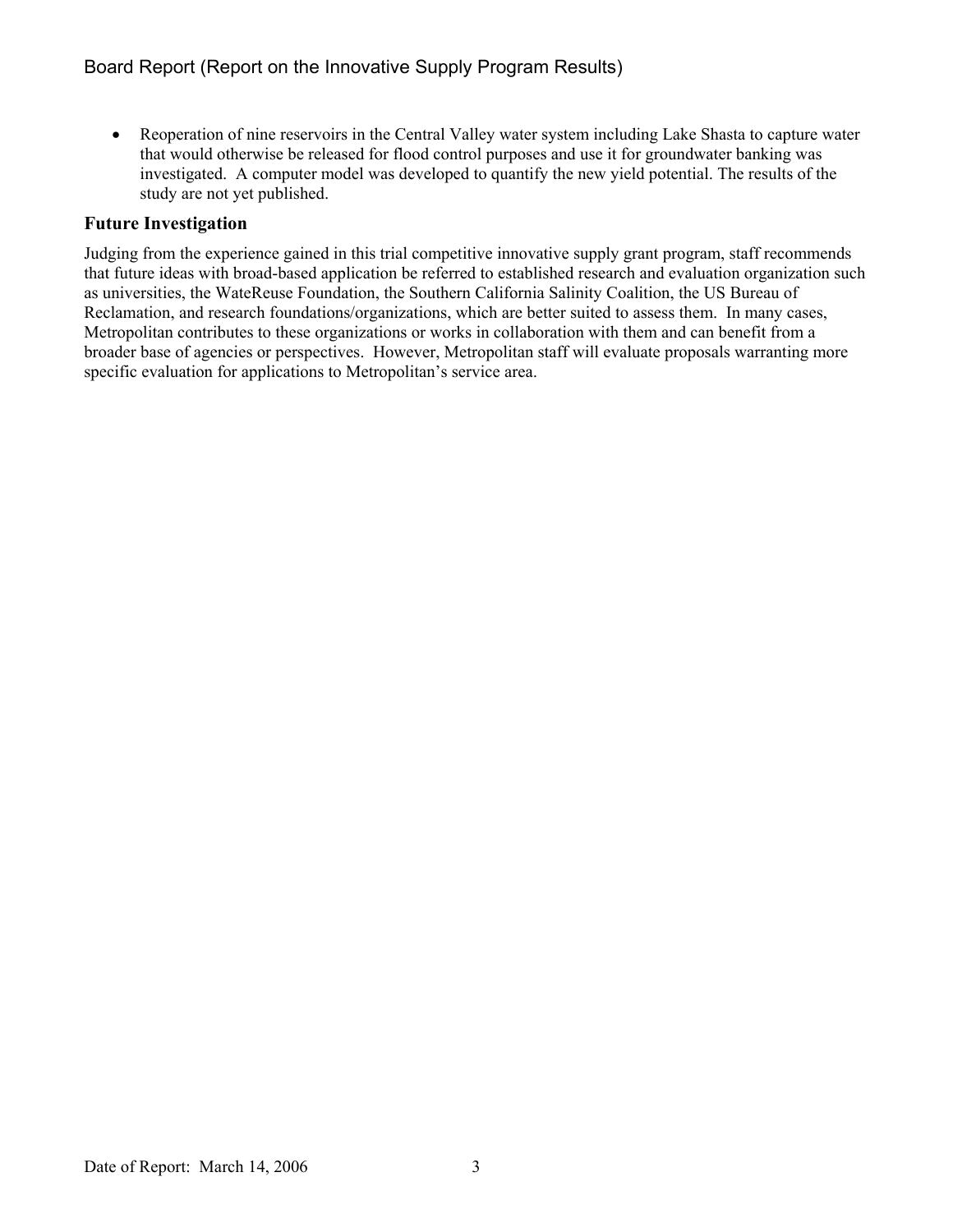- Reoperation of nine reservoirs in the Central Valley water system including Lake Shasta to capture water that would otherwise be released for flood control purposes and use it for groundwater banking was investigated. A computer model was developed to quantify the new yield potential. The results of the study are not yet published.

## Future Investigation

Judging from the experience gained in this trial competitive innovative supply grant program, staff recommends that future ideas with broad-based application be referred to established research and evaluation organization such as universities, the WateReuse Foundation, the Southern California Salinity Coalition, the US Bureau of Reclamation, and research foundations/organizations, which are better suited to assess them. In many cases, Metropolitan contributes to these organizations or works in collaboration with them and can benefit from a broader base of agencies or perspectives. However, Metropolitan staff will evaluate proposals warranting more specific evaluation for applications to Metropolitan's service area.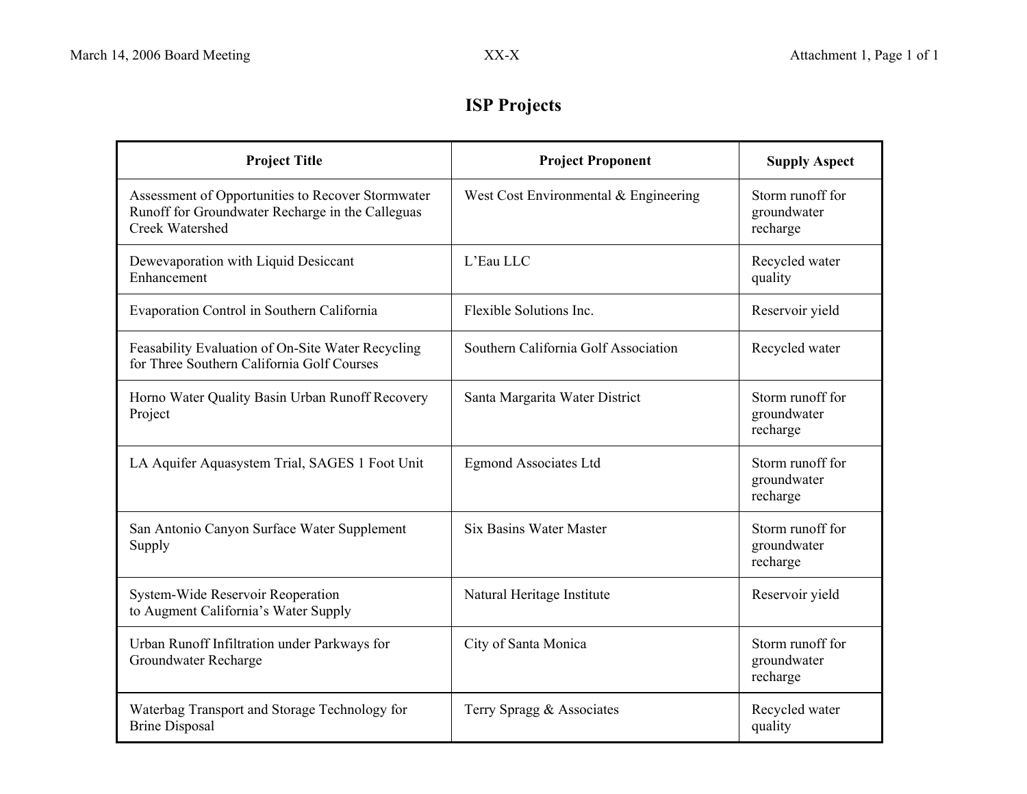# ISP Projects

| Project Title | Project Proponent | Supply Aspect |
| --- | --- | --- |
| Assessment of Opportunities to Recover Stormwater Runoff for Groundwater Recharge in the Calleguas Creek Watershed | West Cost Environmental & Engineering | Storm runoff for groundwater recharge |
| Dewevaporation with Liquid Desiccant Enhancement | L'Eau LLC | Recycled water quality |
| Evaporation Control in Southern California | Flexible Solutions Inc. | Reservoir yield |
| Feasability Evaluation of On-Site Water Recycling for Three Southern California Golf Courses | Southern California Golf Association | Recycled water |
| Horno Water Quality Basin Urban Runoff Recovery Project | Santa Margarita Water District | Storm runoff for groundwater recharge |
| LA Aquifer Aquasystem Trial, SAGES 1 Foot Unit | Egmond Associates Ltd | Storm runoff for groundwater recharge |
| San Antonio Canyon Surface Water Supplement Supply | Six Basins Water Master | Storm runoff for groundwater recharge |
| System-Wide Reservoir Reoperation to Augment California's Water Supply | Natural Heritage Institute | Reservoir yield |
| Urban Runoff Infiltration under Parkways for Groundwater Recharge | City of Santa Monica | Storm runoff for groundwater recharge |
| Waterbag Transport and Storage Technology for Brine Disposal | Terry Spragg & Associates | Recycled water quality |